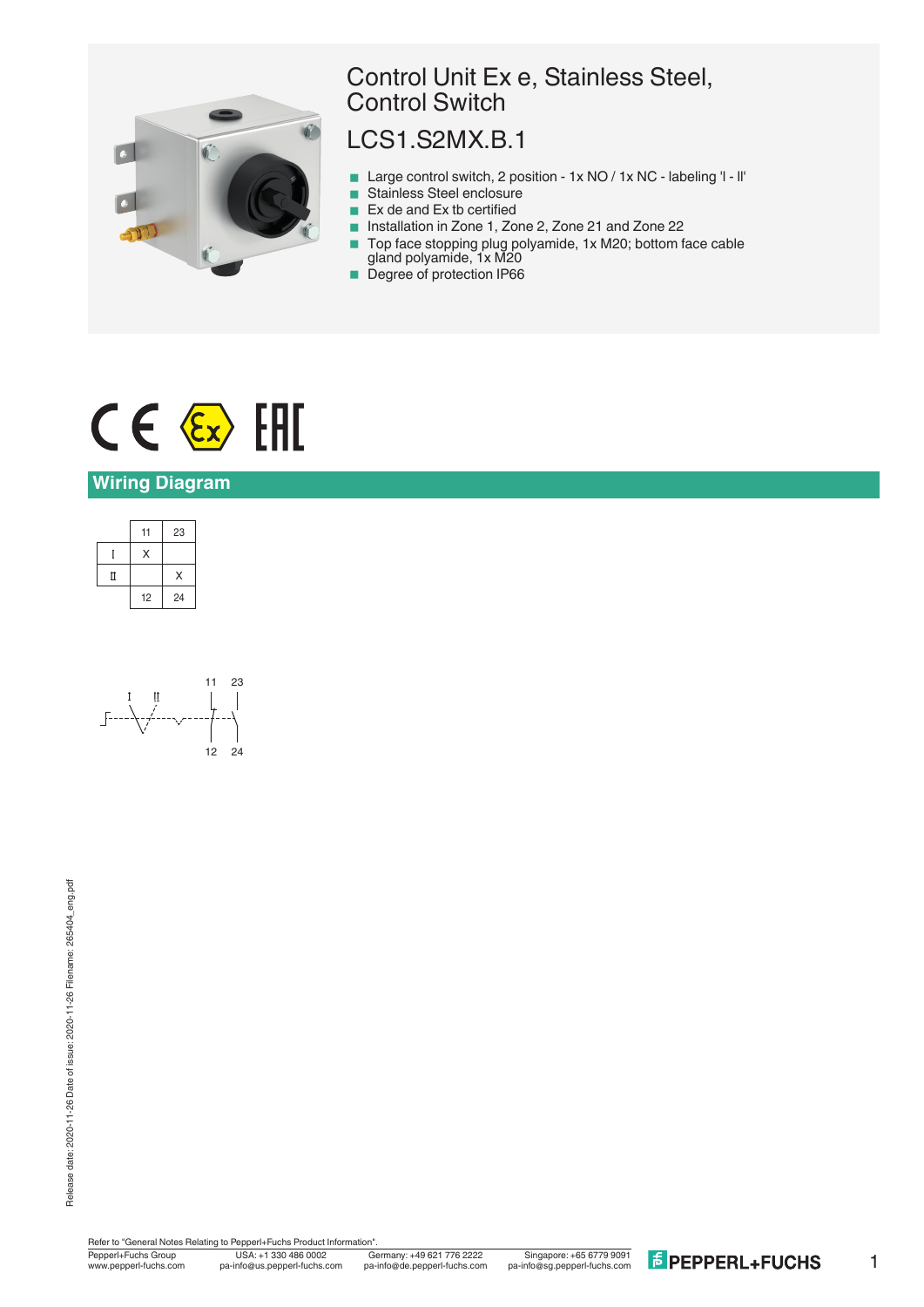# Control Unit Ex e, Stainless Steel, Control Switch

## LCS1.S2MX.B.1

- Large control switch, 2 position - 1x NO / 1x NC - labeling 'I - II'
- Stainless Steel enclosure
- Ex de and Ex tb certified
- Installation in Zone 1, Zone 2, Zone 21 and Zone 22
- Top face stopping plug polyamide, 1x M20; bottom face cable gland polyamide, 1x M20
- Degree of protection IP66

## Wiring Diagram

| | 11 | 23 |
|---|---|---|
| I | X | |
| II | | X |
| | 12 | 24 |

Refer to "General Notes Relating to Pepperl+Fuchs Product Information".

Pepperl+Fuchs Group
www.pepperl-fuchs.com

USA: +1 330 486 0002
pa-info@us.pepperl-fuchs.com

Germany: +49 621 776 2222
pa-info@de.pepperl-fuchs.com

Singapore: +65 6779 9091
pa-info@sg.pepperl-fuchs.com

Release date: 2020-11-26 Date of issue: 2020-11-26 Filename: 265404_eng.pdf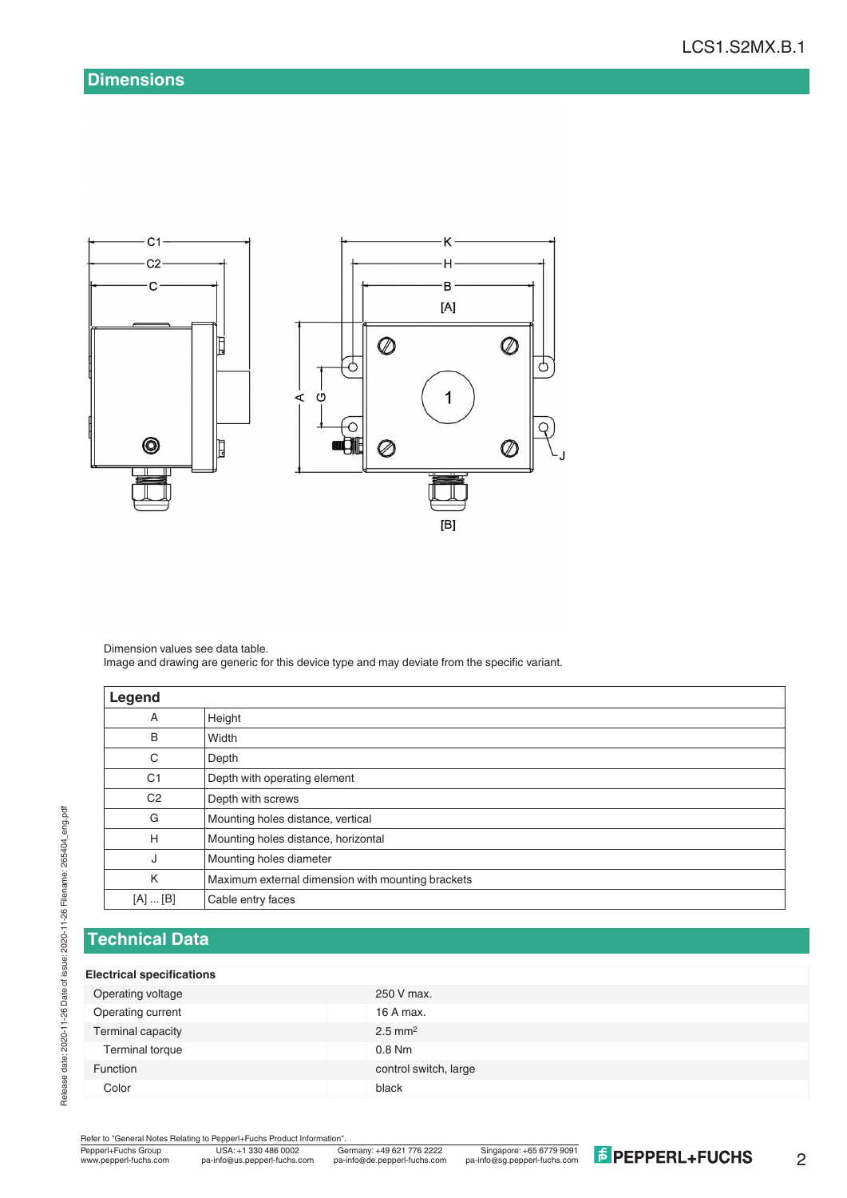## Dimensions

Dimension values see data table.
Image and drawing are generic for this device type and may deviate from the specific variant.

| Legend | |
|---|---|
| A | Height |
| B | Width |
| C | Depth |
| C1 | Depth with operating element |
| C2 | Depth with screws |
| G | Mounting holes distance, vertical |
| H | Mounting holes distance, horizontal |
| J | Mounting holes diameter |
| K | Maximum external dimension with mounting brackets |
| [A] ... [B] | Cable entry faces |

## Technical Data

| Electrical specifications | |
|---|---|
| Operating voltage | 250 V max. |
| Operating current | 16 A max. |
| Terminal capacity | 2.5 mm² |
| Terminal torque | 0.8 Nm |
| Function | control switch, large |
| Color | black |

Refer to "General Notes Relating to Pepperl+Fuchs Product Information".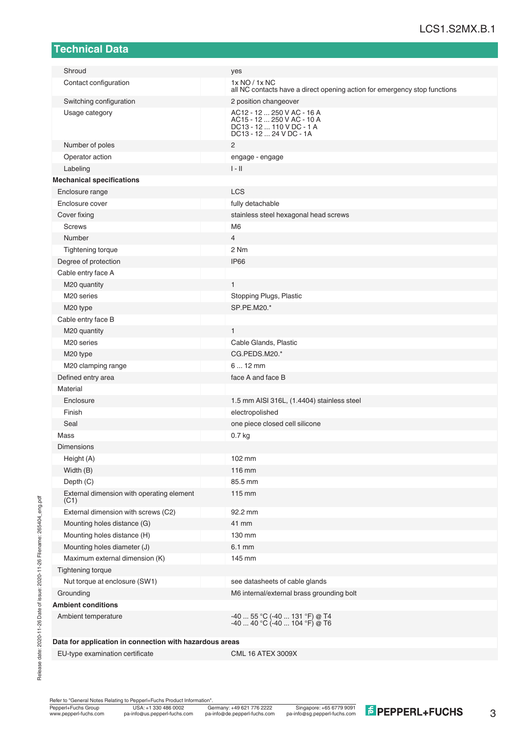## Technical Data

| | |
|---|---|
| Shroud | yes |
| Contact configuration | 1x NO / 1x NC<br>all NC contacts have a direct opening action for emergency stop functions |
| Switching configuration | 2 position changeover |
| Usage category | AC12 - 12 ... 250 V AC - 16 A<br>AC15 - 12 ... 250 V AC - 10 A<br>DC13 - 12 ... 110 V DC - 1 A<br>DC13 - 12 ... 24 V DC - 1A |
| Number of poles | 2 |
| Operator action | engage - engage |
| Labeling | I - II |
| **Mechanical specifications** | |
| Enclosure range | LCS |
| Enclosure cover | fully detachable |
| Cover fixing | stainless steel hexagonal head screws |
| Screws | M6 |
| Number | 4 |
| Tightening torque | 2 Nm |
| Degree of protection | IP66 |
| Cable entry face A | |
| M20 quantity | 1 |
| M20 series | Stopping Plugs, Plastic |
| M20 type | SP.PE.M20.* |
| Cable entry face B | |
| M20 quantity | 1 |
| M20 series | Cable Glands, Plastic |
| M20 type | CG.PEDS.M20.* |
| M20 clamping range | 6 ... 12 mm |
| Defined entry area | face A and face B |
| Material | |
| Enclosure | 1.5 mm AISI 316L, (1.4404) stainless steel |
| Finish | electropolished |
| Seal | one piece closed cell silicone |
| Mass | 0.7 kg |
| Dimensions | |
| Height (A) | 102 mm |
| Width (B) | 116 mm |
| Depth (C) | 85.5 mm |
| External dimension with operating element (C1) | 115 mm |
| External dimension with screws (C2) | 92.2 mm |
| Mounting holes distance (G) | 41 mm |
| Mounting holes distance (H) | 130 mm |
| Mounting holes diameter (J) | 6.1 mm |
| Maximum external dimension (K) | 145 mm |
| Tightening torque | |
| Nut torque at enclosure (SW1) | see datasheets of cable glands |
| Grounding | M6 internal/external brass grounding bolt |
| **Ambient conditions** | |
| Ambient temperature | -40 ... 55 °C (-40 ... 131 °F) @ T4<br>-40 ... 40 °C (-40 ... 104 °F) @ T6 |
| **Data for application in connection with hazardous areas** | |
| EU-type examination certificate | CML 16 ATEX 3009X |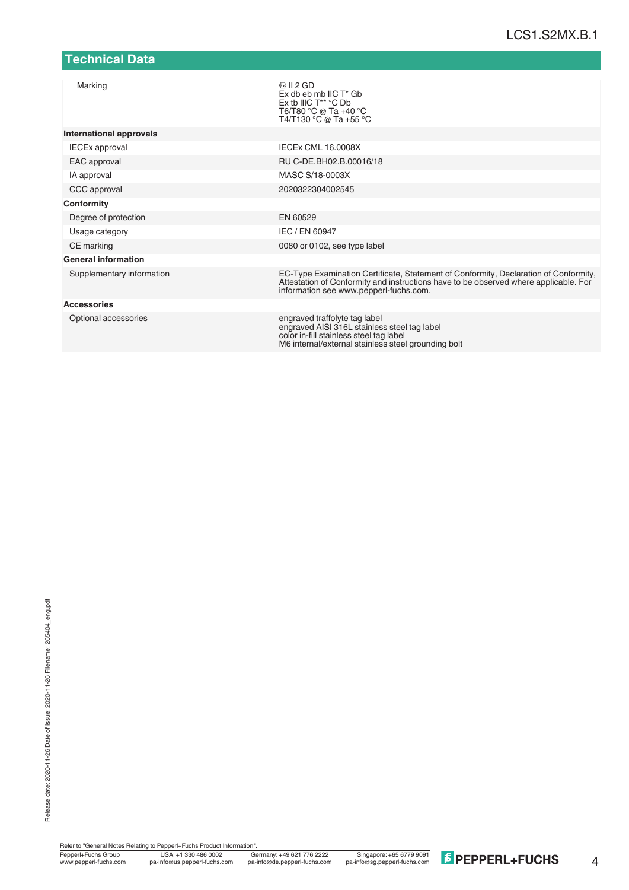## Technical Data

| | |
|---|---|
| Marking | ⟨Ex⟩ II 2 GD<br>Ex db eb mb IIC T* Gb<br>Ex tb IIIC T** °C Db<br>T6/T80 °C @ Ta +40 °C<br>T4/T130 °C @ Ta +55 °C |
| **International approvals** | |
| IECEx approval | IECEx CML 16.0008X |
| EAC approval | RU C-DE.BH02.B.00016/18 |
| IA approval | MASC S/18-0003X |
| CCC approval | 2020322304002545 |
| **Conformity** | |
| Degree of protection | EN 60529 |
| Usage category | IEC / EN 60947 |
| CE marking | 0080 or 0102, see type label |
| **General information** | |
| Supplementary information | EC-Type Examination Certificate, Statement of Conformity, Declaration of Conformity, Attestation of Conformity and instructions have to be observed where applicable. For information see www.pepperl-fuchs.com. |
| **Accessories** | |
| Optional accessories | engraved traffolyte tag label<br>engraved AISI 316L stainless steel tag label<br>color in-fill stainless steel tag label<br>M6 internal/external stainless steel grounding bolt |

Refer to "General Notes Relating to Pepperl+Fuchs Product Information".

Pepperl+Fuchs Group www.pepperl-fuchs.com | USA: +1 330 486 0002 pa-info@us.pepperl-fuchs.com | Germany: +49 621 776 2222 pa-info@de.pepperl-fuchs.com | Singapore: +65 6779 9091 pa-info@sg.pepperl-fuchs.com

Release date: 2020-11-26 Date of issue: 2020-11-26 Filename: 265404_eng.pdf